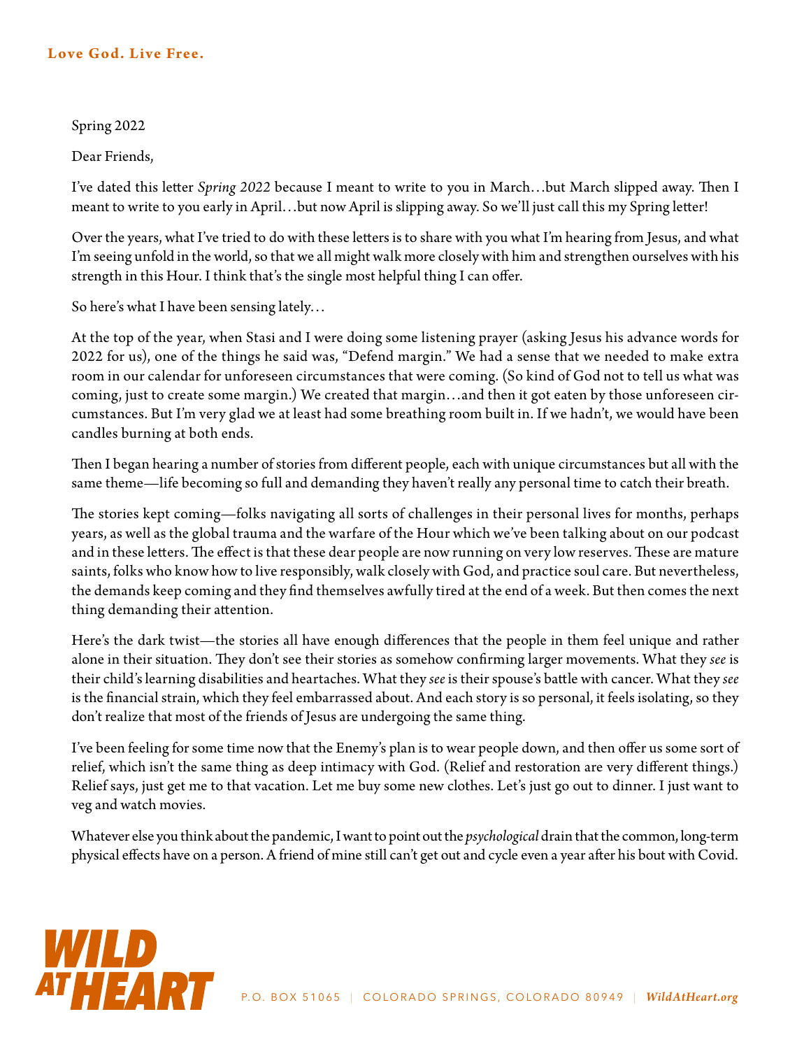Love God. Live Free.

Spring 2022

Dear Friends,

I've dated this letter *Spring 2022* because I meant to write to you in March…but March slipped away. Then I meant to write to you early in April…but now April is slipping away. So we'll just call this my Spring letter!

Over the years, what I've tried to do with these letters is to share with you what I'm hearing from Jesus, and what I'm seeing unfold in the world, so that we all might walk more closely with him and strengthen ourselves with his strength in this Hour. I think that's the single most helpful thing I can offer.

So here's what I have been sensing lately…

At the top of the year, when Stasi and I were doing some listening prayer (asking Jesus his advance words for 2022 for us), one of the things he said was, "Defend margin." We had a sense that we needed to make extra room in our calendar for unforeseen circumstances that were coming. (So kind of God not to tell us what was coming, just to create some margin.) We created that margin…and then it got eaten by those unforeseen circumstances. But I'm very glad we at least had some breathing room built in. If we hadn't, we would have been candles burning at both ends.

Then I began hearing a number of stories from different people, each with unique circumstances but all with the same theme—life becoming so full and demanding they haven't really any personal time to catch their breath.

The stories kept coming—folks navigating all sorts of challenges in their personal lives for months, perhaps years, as well as the global trauma and the warfare of the Hour which we've been talking about on our podcast and in these letters. The effect is that these dear people are now running on very low reserves. These are mature saints, folks who know how to live responsibly, walk closely with God, and practice soul care. But nevertheless, the demands keep coming and they find themselves awfully tired at the end of a week. But then comes the next thing demanding their attention.

Here's the dark twist—the stories all have enough differences that the people in them feel unique and rather alone in their situation. They don't see their stories as somehow confirming larger movements. What they *see* is their child's learning disabilities and heartaches. What they *see* is their spouse's battle with cancer. What they *see* is the financial strain, which they feel embarrassed about. And each story is so personal, it feels isolating, so they don't realize that most of the friends of Jesus are undergoing the same thing.

I've been feeling for some time now that the Enemy's plan is to wear people down, and then offer us some sort of relief, which isn't the same thing as deep intimacy with God. (Relief and restoration are very different things.) Relief says, just get me to that vacation. Let me buy some new clothes. Let's just go out to dinner. I just want to veg and watch movies.

Whatever else you think about the pandemic, I want to point out the *psychological* drain that the common, long-term physical effects have on a person. A friend of mine still can't get out and cycle even a year after his bout with Covid.

WILD AT HEART

P.O. BOX 51065 | COLORADO SPRINGS, COLORADO 80949 | *WildAtHeart.org*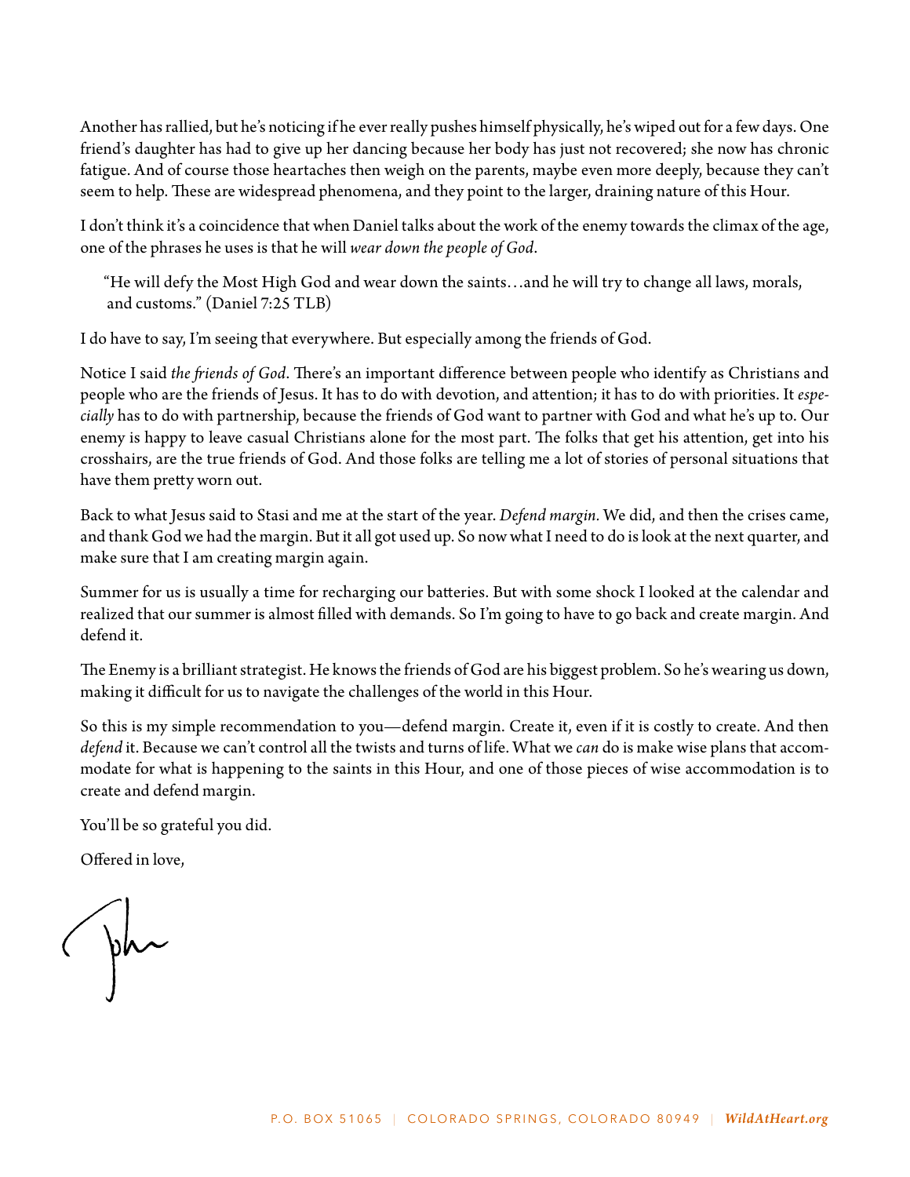Another has rallied, but he's noticing if he ever really pushes himself physically, he's wiped out for a few days. One friend's daughter has had to give up her dancing because her body has just not recovered; she now has chronic fatigue. And of course those heartaches then weigh on the parents, maybe even more deeply, because they can't seem to help. These are widespread phenomena, and they point to the larger, draining nature of this Hour.

I don't think it's a coincidence that when Daniel talks about the work of the enemy towards the climax of the age, one of the phrases he uses is that he will *wear down the people of God*.

> "He will defy the Most High God and wear down the saints…and he will try to change all laws, morals, and customs." (Daniel 7:25 TLB)

I do have to say, I'm seeing that everywhere. But especially among the friends of God.

Notice I said *the friends of God*. There's an important difference between people who identify as Christians and people who are the friends of Jesus. It has to do with devotion, and attention; it has to do with priorities. It *especially* has to do with partnership, because the friends of God want to partner with God and what he's up to. Our enemy is happy to leave casual Christians alone for the most part. The folks that get his attention, get into his crosshairs, are the true friends of God. And those folks are telling me a lot of stories of personal situations that have them pretty worn out.

Back to what Jesus said to Stasi and me at the start of the year. *Defend margin.* We did, and then the crises came, and thank God we had the margin. But it all got used up. So now what I need to do is look at the next quarter, and make sure that I am creating margin again.

Summer for us is usually a time for recharging our batteries. But with some shock I looked at the calendar and realized that our summer is almost filled with demands. So I'm going to have to go back and create margin. And defend it.

The Enemy is a brilliant strategist. He knows the friends of God are his biggest problem. So he's wearing us down, making it difficult for us to navigate the challenges of the world in this Hour.

So this is my simple recommendation to you—defend margin. Create it, even if it is costly to create. And then *defend* it. Because we can't control all the twists and turns of life. What we *can* do is make wise plans that accommodate for what is happening to the saints in this Hour, and one of those pieces of wise accommodation is to create and defend margin.

You'll be so grateful you did.

Offered in love,

John

P.O. BOX 51065 | COLORADO SPRINGS, COLORADO 80949 | *WildAtHeart.org*